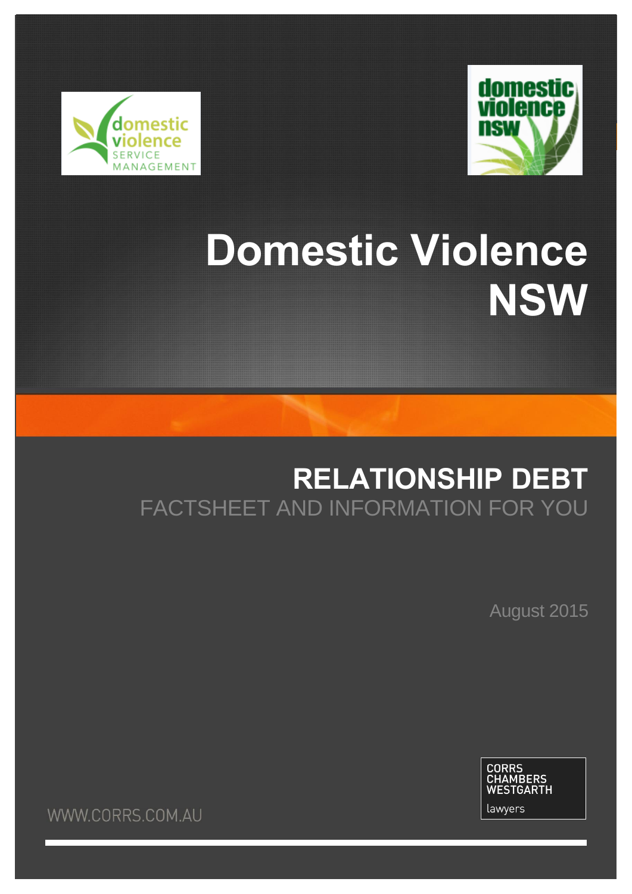# Domestic Violence NSW

## RELATIONSHIP DEBT

FACTSHEET AND INFORMATION FOR YOU

August 2015

CORRS CHAMBERS WESTGARTH lawyers

WWW.CORRS.COM.AU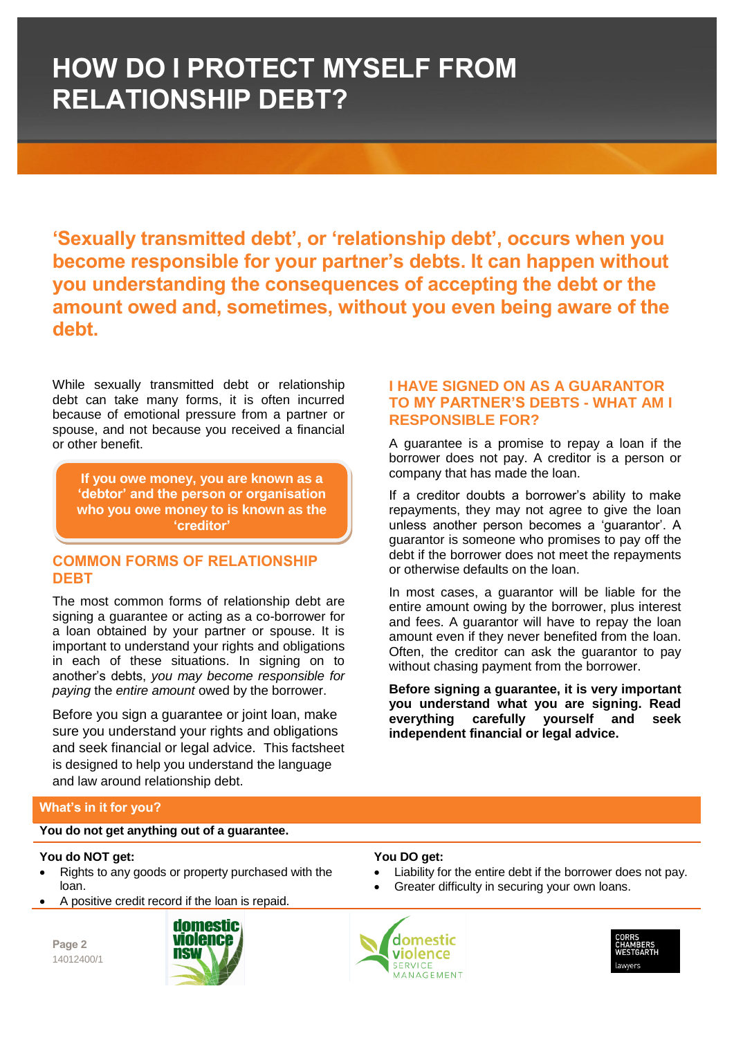# HOW DO I PROTECT MYSELF FROM RELATIONSHIP DEBT?

**'Sexually transmitted debt', or 'relationship debt', occurs when you become responsible for your partner's debts. It can happen without you understanding the consequences of accepting the debt or the amount owed and, sometimes, without you even being aware of the debt.**

While sexually transmitted debt or relationship debt can take many forms, it is often incurred because of emotional pressure from a partner or spouse, and not because you received a financial or other benefit.

> **If you owe money, you are known as a 'debtor' and the person or organisation who you owe money to is known as the 'creditor'**

## COMMON FORMS OF RELATIONSHIP DEBT

The most common forms of relationship debt are signing a guarantee or acting as a co-borrower for a loan obtained by your partner or spouse. It is important to understand your rights and obligations in each of these situations. In signing on to another's debts, *you may become responsible for paying* the *entire amount* owed by the borrower.

Before you sign a guarantee or joint loan, make sure you understand your rights and obligations and seek financial or legal advice. This factsheet is designed to help you understand the language and law around relationship debt.

## I HAVE SIGNED ON AS A GUARANTOR TO MY PARTNER'S DEBTS - WHAT AM I RESPONSIBLE FOR?

A guarantee is a promise to repay a loan if the borrower does not pay. A creditor is a person or company that has made the loan.

If a creditor doubts a borrower's ability to make repayments, they may not agree to give the loan unless another person becomes a 'guarantor'. A guarantor is someone who promises to pay off the debt if the borrower does not meet the repayments or otherwise defaults on the loan.

In most cases, a guarantor will be liable for the entire amount owing by the borrower, plus interest and fees. A guarantor will have to repay the loan amount even if they never benefited from the loan. Often, the creditor can ask the guarantor to pay without chasing payment from the borrower.

**Before signing a guarantee, it is very important you understand what you are signing. Read everything carefully yourself and seek independent financial or legal advice.**

### What's in it for you?

**You do not get anything out of a guarantee.**

**You do NOT get:**

- Rights to any goods or property purchased with the loan.
- A positive credit record if the loan is repaid.

**You DO get:**

- Liability for the entire debt if the borrower does not pay.
- Greater difficulty in securing your own loans.

14012400/1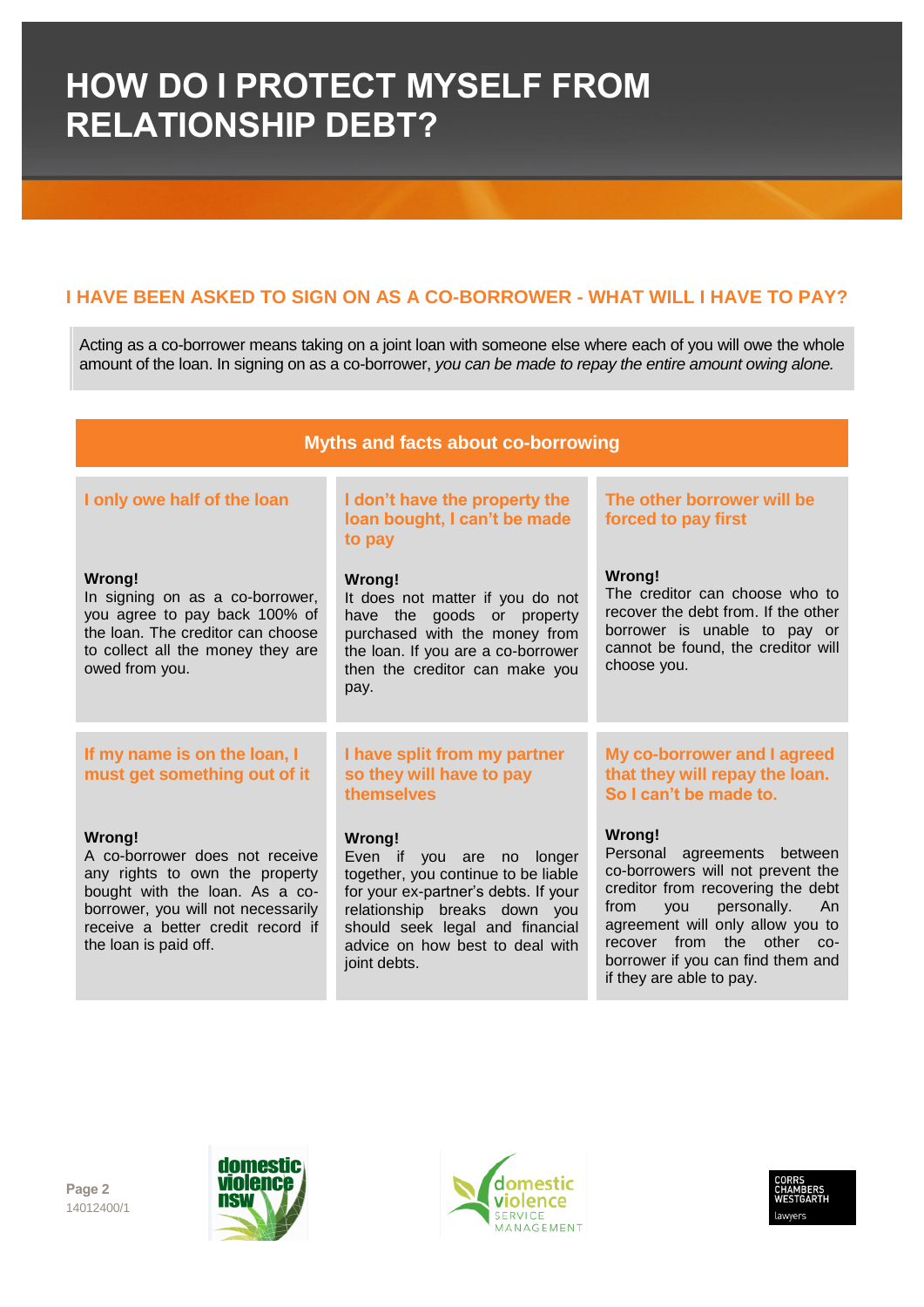# HOW DO I PROTECT MYSELF FROM RELATIONSHIP DEBT?

## I HAVE BEEN ASKED TO SIGN ON AS A CO-BORROWER - WHAT WILL I HAVE TO PAY?

Acting as a co-borrower means taking on a joint loan with someone else where each of you will owe the whole amount of the loan. In signing on as a co-borrower, *you can be made to repay the entire amount owing alone.*

### Myths and facts about co-borrowing

#### I only owe half of the loan

**Wrong!**
In signing on as a co-borrower, you agree to pay back 100% of the loan. The creditor can choose to collect all the money they are owed from you.

#### I don't have the property the loan bought, I can't be made to pay

**Wrong!**
It does not matter if you do not have the goods or property purchased with the money from the loan. If you are a co-borrower then the creditor can make you pay.

#### The other borrower will be forced to pay first

**Wrong!**
The creditor can choose who to recover the debt from. If the other borrower is unable to pay or cannot be found, the creditor will choose you.

#### If my name is on the loan, I must get something out of it

**Wrong!**
A co-borrower does not receive any rights to own the property bought with the loan. As a co-borrower, you will not necessarily receive a better credit record if the loan is paid off.

#### I have split from my partner so they will have to pay themselves

**Wrong!**
Even if you are no longer together, you continue to be liable for your ex-partner's debts. If your relationship breaks down you should seek legal and financial advice on how best to deal with joint debts.

#### My co-borrower and I agreed that they will repay the loan. So I can't be made to.

**Wrong!**
Personal agreements between co-borrowers will not prevent the creditor from recovering the debt from you personally. An agreement will only allow you to recover from the other co-borrower if you can find them and if they are able to pay.

14012400/1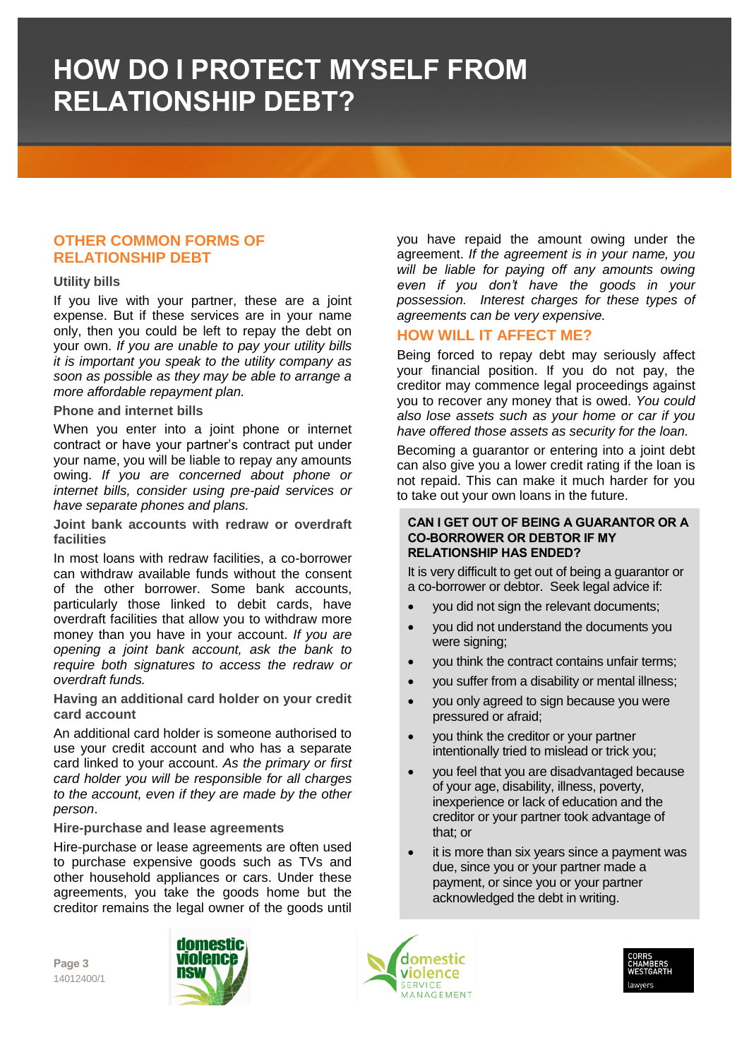# HOW DO I PROTECT MYSELF FROM RELATIONSHIP DEBT?

## OTHER COMMON FORMS OF RELATIONSHIP DEBT

### Utility bills

If you live with your partner, these are a joint expense. But if these services are in your name only, then you could be left to repay the debt on your own. *If you are unable to pay your utility bills it is important you speak to the utility company as soon as possible as they may be able to arrange a more affordable repayment plan.*

### Phone and internet bills

When you enter into a joint phone or internet contract or have your partner's contract put under your name, you will be liable to repay any amounts owing. *If you are concerned about phone or internet bills, consider using pre-paid services or have separate phones and plans.*

### Joint bank accounts with redraw or overdraft facilities

In most loans with redraw facilities, a co-borrower can withdraw available funds without the consent of the other borrower. Some bank accounts, particularly those linked to debit cards, have overdraft facilities that allow you to withdraw more money than you have in your account. *If you are opening a joint bank account, ask the bank to require both signatures to access the redraw or overdraft funds.*

### Having an additional card holder on your credit card account

An additional card holder is someone authorised to use your credit account and who has a separate card linked to your account. *As the primary or first card holder you will be responsible for all charges to the account, even if they are made by the other person*.

### Hire-purchase and lease agreements

Hire-purchase or lease agreements are often used to purchase expensive goods such as TVs and other household appliances or cars. Under these agreements, you take the goods home but the creditor remains the legal owner of the goods until you have repaid the amount owing under the agreement. *If the agreement is in your name, you will be liable for paying off any amounts owing even if you don't have the goods in your possession. Interest charges for these types of agreements can be very expensive.*

## HOW WILL IT AFFECT ME?

Being forced to repay debt may seriously affect your financial position. If you do not pay, the creditor may commence legal proceedings against you to recover any money that is owed. *You could also lose assets such as your home or car if you have offered those assets as security for the loan.*

Becoming a guarantor or entering into a joint debt can also give you a lower credit rating if the loan is not repaid. This can make it much harder for you to take out your own loans in the future.

### CAN I GET OUT OF BEING A GUARANTOR OR A CO-BORROWER OR DEBTOR IF MY RELATIONSHIP HAS ENDED?

It is very difficult to get out of being a guarantor or a co-borrower or debtor. Seek legal advice if:

- you did not sign the relevant documents;
- you did not understand the documents you were signing;
- you think the contract contains unfair terms;
- you suffer from a disability or mental illness;
- you only agreed to sign because you were pressured or afraid;
- you think the creditor or your partner intentionally tried to mislead or trick you;
- you feel that you are disadvantaged because of your age, disability, illness, poverty, inexperience or lack of education and the creditor or your partner took advantage of that; or
- it is more than six years since a payment was due, since you or your partner made a payment, or since you or your partner acknowledged the debt in writing.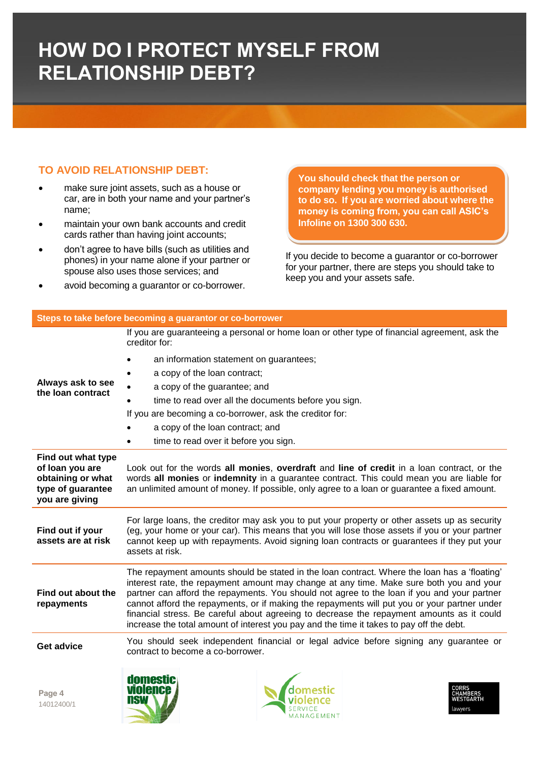# HOW DO I PROTECT MYSELF FROM RELATIONSHIP DEBT?

## TO AVOID RELATIONSHIP DEBT:

- make sure joint assets, such as a house or car, are in both your name and your partner's name;
- maintain your own bank accounts and credit cards rather than having joint accounts;
- don't agree to have bills (such as utilities and phones) in your name alone if your partner or spouse also uses those services; and
- avoid becoming a guarantor or co-borrower.

**You should check that the person or company lending you money is authorised to do so. If you are worried about where the money is coming from, you can call ASIC's Infoline on 1300 300 630.**

If you decide to become a guarantor or co-borrower for your partner, there are steps you should take to keep you and your assets safe.

| Steps to take before becoming a guarantor or co-borrower | |
|---|---|
| **Always ask to see the loan contract** | If you are guaranteeing a personal or home loan or other type of financial agreement, ask the creditor for: <br>• an information statement on guarantees; <br>• a copy of the loan contract; <br>• a copy of the guarantee; and <br>• time to read over all the documents before you sign. <br>If you are becoming a co-borrower, ask the creditor for: <br>• a copy of the loan contract; and <br>• time to read over it before you sign. |
| **Find out what type of loan you are obtaining or what type of guarantee you are giving** | Look out for the words **all monies**, **overdraft** and **line of credit** in a loan contract, or the words **all monies** or **indemnity** in a guarantee contract. This could mean you are liable for an unlimited amount of money. If possible, only agree to a loan or guarantee a fixed amount. |
| **Find out if your assets are at risk** | For large loans, the creditor may ask you to put your property or other assets up as security (eg, your home or your car). This means that you will lose those assets if you or your partner cannot keep up with repayments. Avoid signing loan contracts or guarantees if they put your assets at risk. |
| **Find out about the repayments** | The repayment amounts should be stated in the loan contract. Where the loan has a 'floating' interest rate, the repayment amount may change at any time. Make sure both you and your partner can afford the repayments. You should not agree to the loan if you and your partner cannot afford the repayments, or if making the repayments will put you or your partner under financial stress. Be careful about agreeing to decrease the repayment amounts as it could increase the total amount of interest you pay and the time it takes to pay off the debt. |
| **Get advice** | You should seek independent financial or legal advice before signing any guarantee or contract to become a co-borrower. |

14012400/1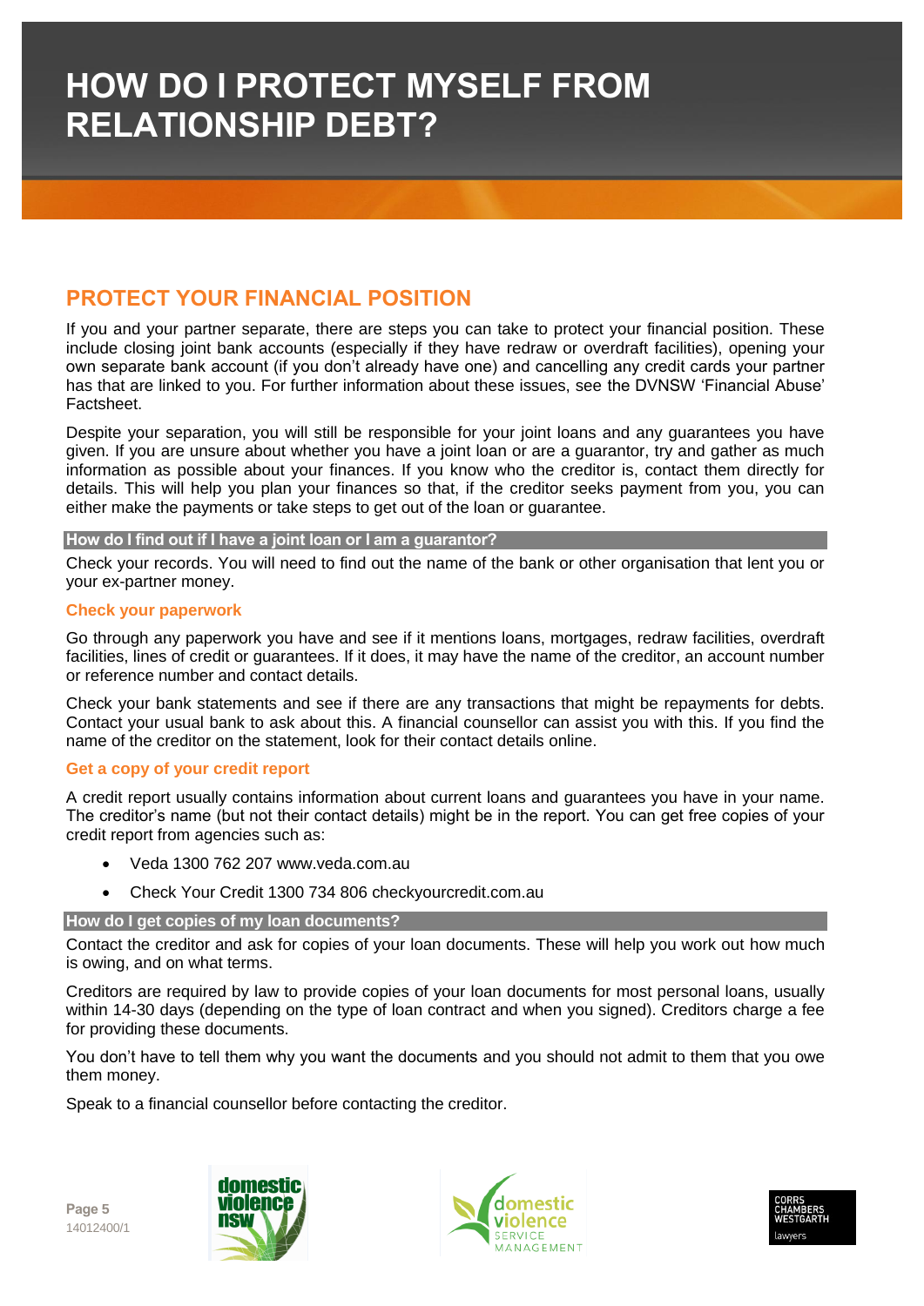# HOW DO I PROTECT MYSELF FROM RELATIONSHIP DEBT?

## PROTECT YOUR FINANCIAL POSITION

If you and your partner separate, there are steps you can take to protect your financial position. These include closing joint bank accounts (especially if they have redraw or overdraft facilities), opening your own separate bank account (if you don't already have one) and cancelling any credit cards your partner has that are linked to you. For further information about these issues, see the DVNSW 'Financial Abuse' Factsheet.

Despite your separation, you will still be responsible for your joint loans and any guarantees you have given. If you are unsure about whether you have a joint loan or are a guarantor, try and gather as much information as possible about your finances. If you know who the creditor is, contact them directly for details. This will help you plan your finances so that, if the creditor seeks payment from you, you can either make the payments or take steps to get out of the loan or guarantee.

### How do I find out if I have a joint loan or I am a guarantor?

Check your records. You will need to find out the name of the bank or other organisation that lent you or your ex-partner money.

#### Check your paperwork

Go through any paperwork you have and see if it mentions loans, mortgages, redraw facilities, overdraft facilities, lines of credit or guarantees. If it does, it may have the name of the creditor, an account number or reference number and contact details.

Check your bank statements and see if there are any transactions that might be repayments for debts. Contact your usual bank to ask about this. A financial counsellor can assist you with this. If you find the name of the creditor on the statement, look for their contact details online.

#### Get a copy of your credit report

A credit report usually contains information about current loans and guarantees you have in your name. The creditor's name (but not their contact details) might be in the report. You can get free copies of your credit report from agencies such as:

- Veda 1300 762 207 www.veda.com.au
- Check Your Credit 1300 734 806 checkyourcredit.com.au

### How do I get copies of my loan documents?

Contact the creditor and ask for copies of your loan documents. These will help you work out how much is owing, and on what terms.

Creditors are required by law to provide copies of your loan documents for most personal loans, usually within 14-30 days (depending on the type of loan contract and when you signed). Creditors charge a fee for providing these documents.

You don't have to tell them why you want the documents and you should not admit to them that you owe them money.

Speak to a financial counsellor before contacting the creditor.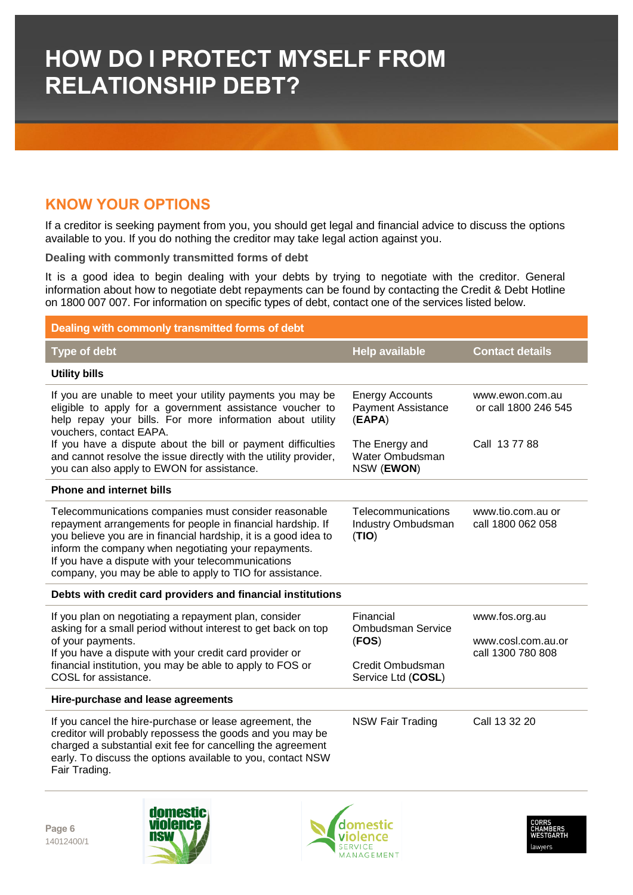# HOW DO I PROTECT MYSELF FROM RELATIONSHIP DEBT?

## KNOW YOUR OPTIONS

If a creditor is seeking payment from you, you should get legal and financial advice to discuss the options available to you. If you do nothing the creditor may take legal action against you.

**Dealing with commonly transmitted forms of debt**

It is a good idea to begin dealing with your debts by trying to negotiate with the creditor. General information about how to negotiate debt repayments can be found by contacting the Credit & Debt Hotline on 1800 007 007. For information on specific types of debt, contact one of the services listed below.

| Dealing with commonly transmitted forms of debt | | |
|---|---|---|
| **Type of debt** | **Help available** | **Contact details** |
| **Utility bills** | | |
| If you are unable to meet your utility payments you may be eligible to apply for a government assistance voucher to help repay your bills. For more information about utility vouchers, contact EAPA. | Energy Accounts Payment Assistance (**EAPA**) | www.ewon.com.au or call 1800 246 545 |
| If you have a dispute about the bill or payment difficulties and cannot resolve the issue directly with the utility provider, you can also apply to EWON for assistance. | The Energy and Water Ombudsman NSW (**EWON**) | Call 13 77 88 |
| **Phone and internet bills** | | |
| Telecommunications companies must consider reasonable repayment arrangements for people in financial hardship. If you believe you are in financial hardship, it is a good idea to inform the company when negotiating your repayments. If you have a dispute with your telecommunications company, you may be able to apply to TIO for assistance. | Telecommunications Industry Ombudsman (**TIO**) | www.tio.com.au or call 1800 062 058 |
| **Debts with credit card providers and financial institutions** | | |
| If you plan on negotiating a repayment plan, consider asking for a small period without interest to get back on top of your payments. If you have a dispute with your credit card provider or financial institution, you may be able to apply to FOS or COSL for assistance. | Financial Ombudsman Service (**FOS**)<br>Credit Ombudsman Service Ltd (**COSL**) | www.fos.org.au<br>www.cosl.com.au.or call 1300 780 808 |
| **Hire-purchase and lease agreements** | | |
| If you cancel the hire-purchase or lease agreement, the creditor will probably repossess the goods and you may be charged a substantial exit fee for cancelling the agreement early. To discuss the options available to you, contact NSW Fair Trading. | NSW Fair Trading | Call 13 32 20 |

14012400/1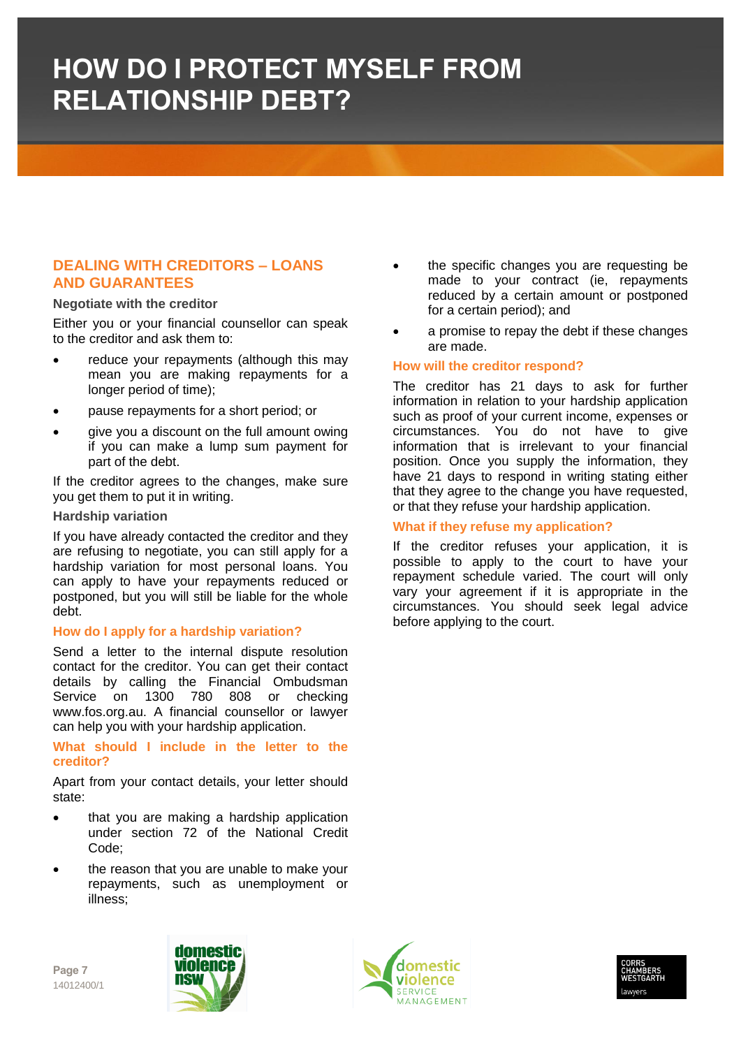# HOW DO I PROTECT MYSELF FROM RELATIONSHIP DEBT?

## DEALING WITH CREDITORS – LOANS AND GUARANTEES

### Negotiate with the creditor

Either you or your financial counsellor can speak to the creditor and ask them to:

- reduce your repayments (although this may mean you are making repayments for a longer period of time);
- pause repayments for a short period; or
- give you a discount on the full amount owing if you can make a lump sum payment for part of the debt.

If the creditor agrees to the changes, make sure you get them to put it in writing.

### Hardship variation

If you have already contacted the creditor and they are refusing to negotiate, you can still apply for a hardship variation for most personal loans. You can apply to have your repayments reduced or postponed, but you will still be liable for the whole debt.

### How do I apply for a hardship variation?

Send a letter to the internal dispute resolution contact for the creditor. You can get their contact details by calling the Financial Ombudsman Service on 1300 780 808 or checking www.fos.org.au. A financial counsellor or lawyer can help you with your hardship application.

### What should I include in the letter to the creditor?

Apart from your contact details, your letter should state:

- that you are making a hardship application under section 72 of the National Credit Code;
- the reason that you are unable to make your repayments, such as unemployment or illness;
- the specific changes you are requesting be made to your contract (ie, repayments reduced by a certain amount or postponed for a certain period); and
- a promise to repay the debt if these changes are made.

### How will the creditor respond?

The creditor has 21 days to ask for further information in relation to your hardship application such as proof of your current income, expenses or circumstances. You do not have to give information that is irrelevant to your financial position. Once you supply the information, they have 21 days to respond in writing stating either that they agree to the change you have requested, or that they refuse your hardship application.

### What if they refuse my application?

If the creditor refuses your application, it is possible to apply to the court to have your repayment schedule varied. The court will only vary your agreement if it is appropriate in the circumstances. You should seek legal advice before applying to the court.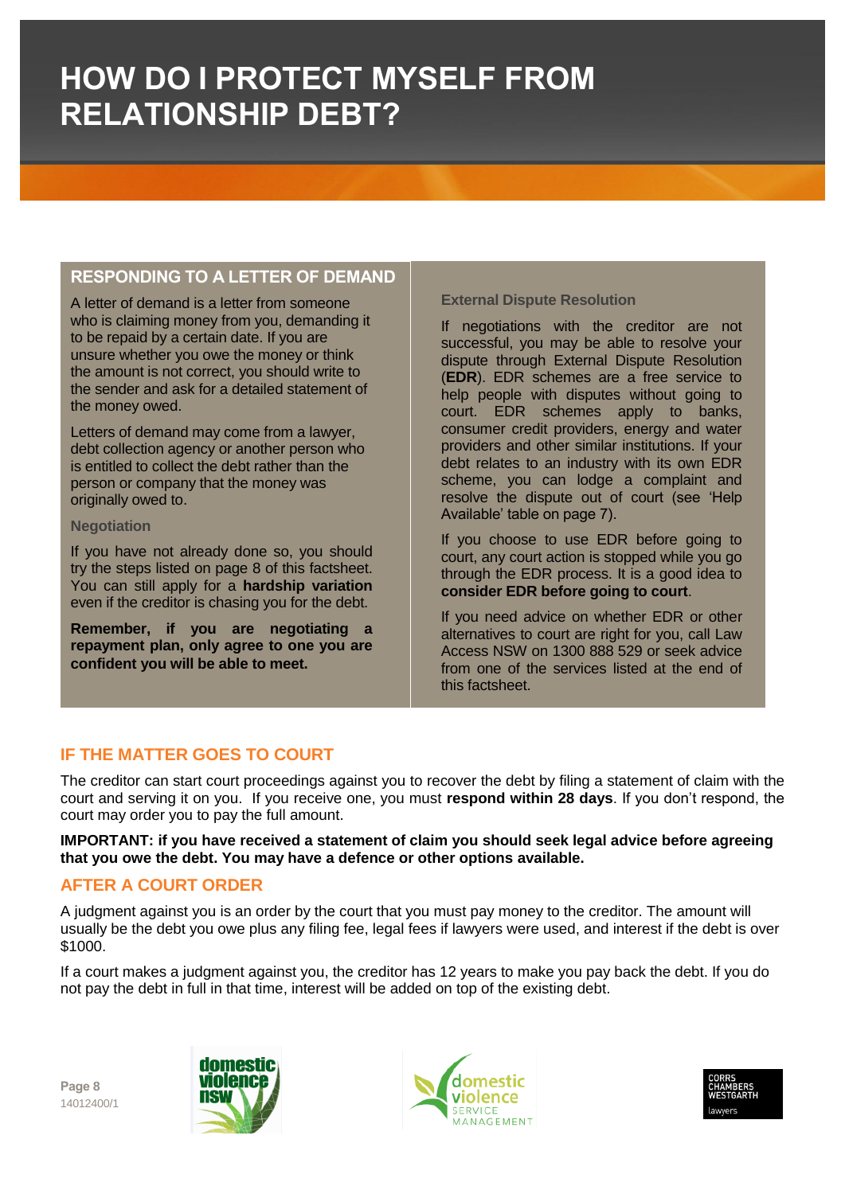# HOW DO I PROTECT MYSELF FROM RELATIONSHIP DEBT?

## RESPONDING TO A LETTER OF DEMAND

A letter of demand is a letter from someone who is claiming money from you, demanding it to be repaid by a certain date. If you are unsure whether you owe the money or think the amount is not correct, you should write to the sender and ask for a detailed statement of the money owed.

Letters of demand may come from a lawyer, debt collection agency or another person who is entitled to collect the debt rather than the person or company that the money was originally owed to.

### Negotiation

If you have not already done so, you should try the steps listed on page 8 of this factsheet. You can still apply for a **hardship variation** even if the creditor is chasing you for the debt.

**Remember, if you are negotiating a repayment plan, only agree to one you are confident you will be able to meet.**

### External Dispute Resolution

If negotiations with the creditor are not successful, you may be able to resolve your dispute through External Dispute Resolution (**EDR**). EDR schemes are a free service to help people with disputes without going to court. EDR schemes apply to banks, consumer credit providers, energy and water providers and other similar institutions. If your debt relates to an industry with its own EDR scheme, you can lodge a complaint and resolve the dispute out of court (see 'Help Available' table on page 7).

If you choose to use EDR before going to court, any court action is stopped while you go through the EDR process. It is a good idea to **consider EDR before going to court**.

If you need advice on whether EDR or other alternatives to court are right for you, call Law Access NSW on 1300 888 529 or seek advice from one of the services listed at the end of this factsheet.

## IF THE MATTER GOES TO COURT

The creditor can start court proceedings against you to recover the debt by filing a statement of claim with the court and serving it on you. If you receive one, you must **respond within 28 days**. If you don't respond, the court may order you to pay the full amount.

**IMPORTANT: if you have received a statement of claim you should seek legal advice before agreeing that you owe the debt. You may have a defence or other options available.**

## AFTER A COURT ORDER

A judgment against you is an order by the court that you must pay money to the creditor. The amount will usually be the debt you owe plus any filing fee, legal fees if lawyers were used, and interest if the debt is over $1000.

If a court makes a judgment against you, the creditor has 12 years to make you pay back the debt. If you do not pay the debt in full in that time, interest will be added on top of the existing debt.

14012400/1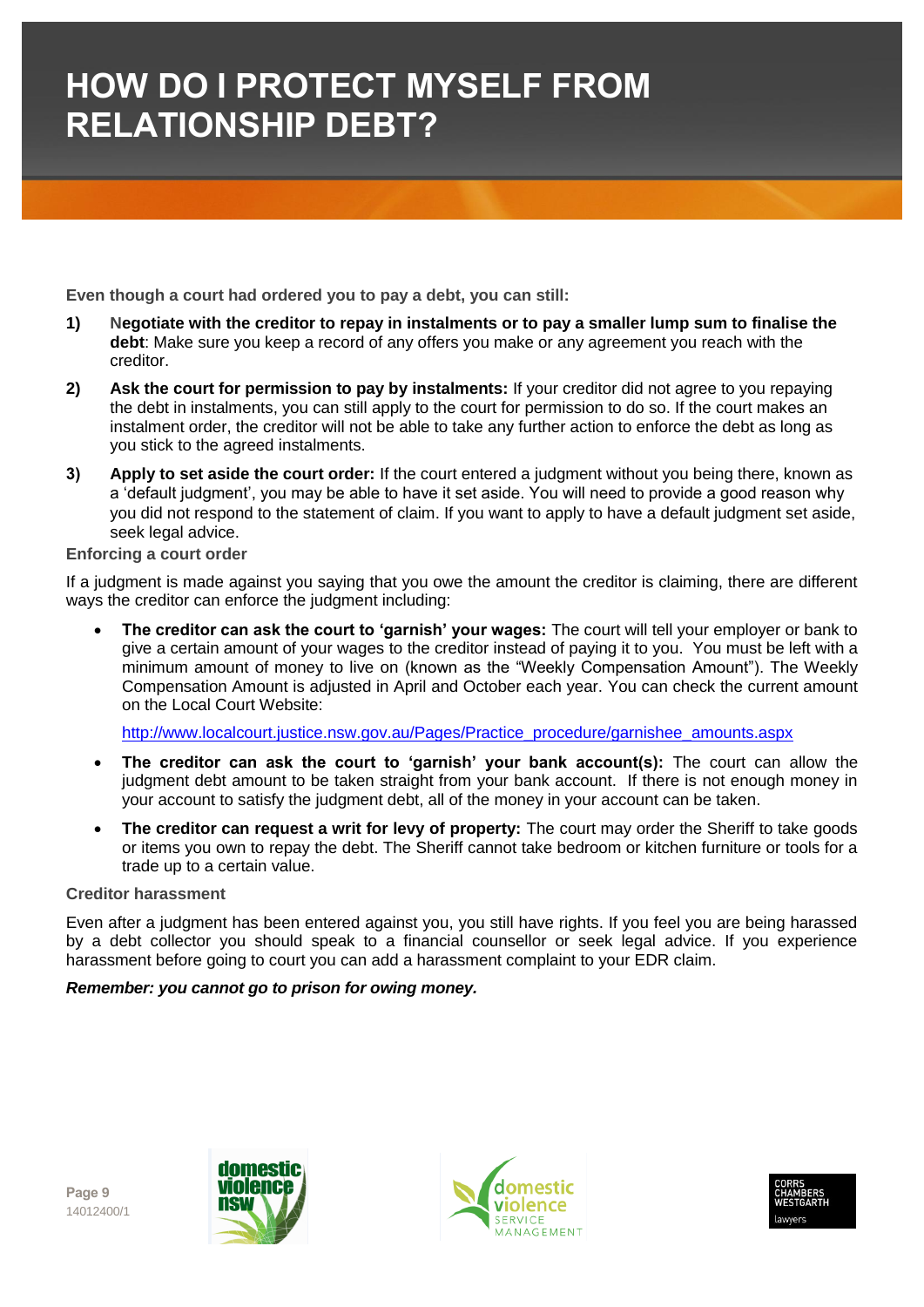# HOW DO I PROTECT MYSELF FROM RELATIONSHIP DEBT?

**Even though a court had ordered you to pay a debt, you can still:**

1) **Negotiate with the creditor to repay in instalments or to pay a smaller lump sum to finalise the debt**: Make sure you keep a record of any offers you make or any agreement you reach with the creditor.

2) **Ask the court for permission to pay by instalments:** If your creditor did not agree to you repaying the debt in instalments, you can still apply to the court for permission to do so. If the court makes an instalment order, the creditor will not be able to take any further action to enforce the debt as long as you stick to the agreed instalments.

3) **Apply to set aside the court order:** If the court entered a judgment without you being there, known as a 'default judgment', you may be able to have it set aside. You will need to provide a good reason why you did not respond to the statement of claim. If you want to apply to have a default judgment set aside, seek legal advice.

### Enforcing a court order

If a judgment is made against you saying that you owe the amount the creditor is claiming, there are different ways the creditor can enforce the judgment including:

- **The creditor can ask the court to 'garnish' your wages:** The court will tell your employer or bank to give a certain amount of your wages to the creditor instead of paying it to you. You must be left with a minimum amount of money to live on (known as the "Weekly Compensation Amount"). The Weekly Compensation Amount is adjusted in April and October each year. You can check the current amount on the Local Court Website:

  http://www.localcourt.justice.nsw.gov.au/Pages/Practice_procedure/garnishee_amounts.aspx

- **The creditor can ask the court to 'garnish' your bank account(s):** The court can allow the judgment debt amount to be taken straight from your bank account. If there is not enough money in your account to satisfy the judgment debt, all of the money in your account can be taken.

- **The creditor can request a writ for levy of property:** The court may order the Sheriff to take goods or items you own to repay the debt. The Sheriff cannot take bedroom or kitchen furniture or tools for a trade up to a certain value.

### Creditor harassment

Even after a judgment has been entered against you, you still have rights. If you feel you are being harassed by a debt collector you should speak to a financial counsellor or seek legal advice. If you experience harassment before going to court you can add a harassment complaint to your EDR claim.

***Remember: you cannot go to prison for owing money.***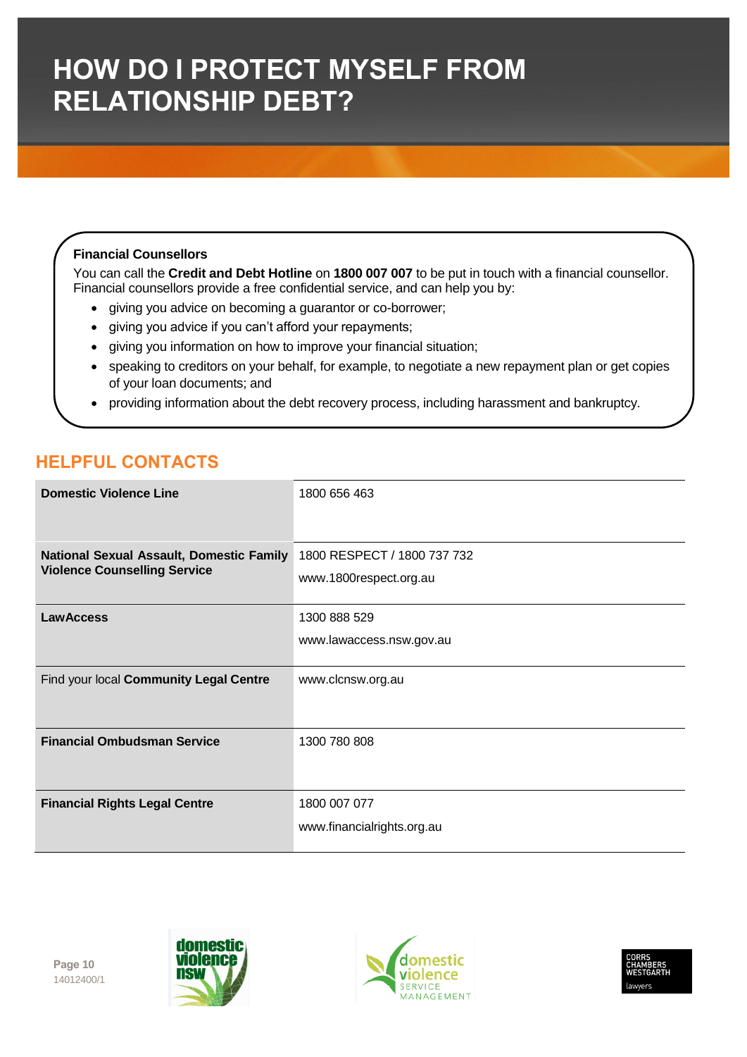# HOW DO I PROTECT MYSELF FROM RELATIONSHIP DEBT?

**Financial Counsellors**

You can call the **Credit and Debt Hotline** on **1800 007 007** to be put in touch with a financial counsellor. Financial counsellors provide a free confidential service, and can help you by:

- giving you advice on becoming a guarantor or co-borrower;
- giving you advice if you can't afford your repayments;
- giving you information on how to improve your financial situation;
- speaking to creditors on your behalf, for example, to negotiate a new repayment plan or get copies of your loan documents; and
- providing information about the debt recovery process, including harassment and bankruptcy.

## HELPFUL CONTACTS

| | |
|---|---|
| **Domestic Violence Line** | 1800 656 463 |
| **National Sexual Assault, Domestic Family Violence Counselling Service** | 1800 RESPECT / 1800 737 732<br>www.1800respect.org.au |
| **LawAccess** | 1300 888 529<br>www.lawaccess.nsw.gov.au |
| Find your local **Community Legal Centre** | www.clcnsw.org.au |
| **Financial Ombudsman Service** | 1300 780 808 |
| **Financial Rights Legal Centre** | 1800 007 077<br>www.financialrights.org.au |

14012400/1